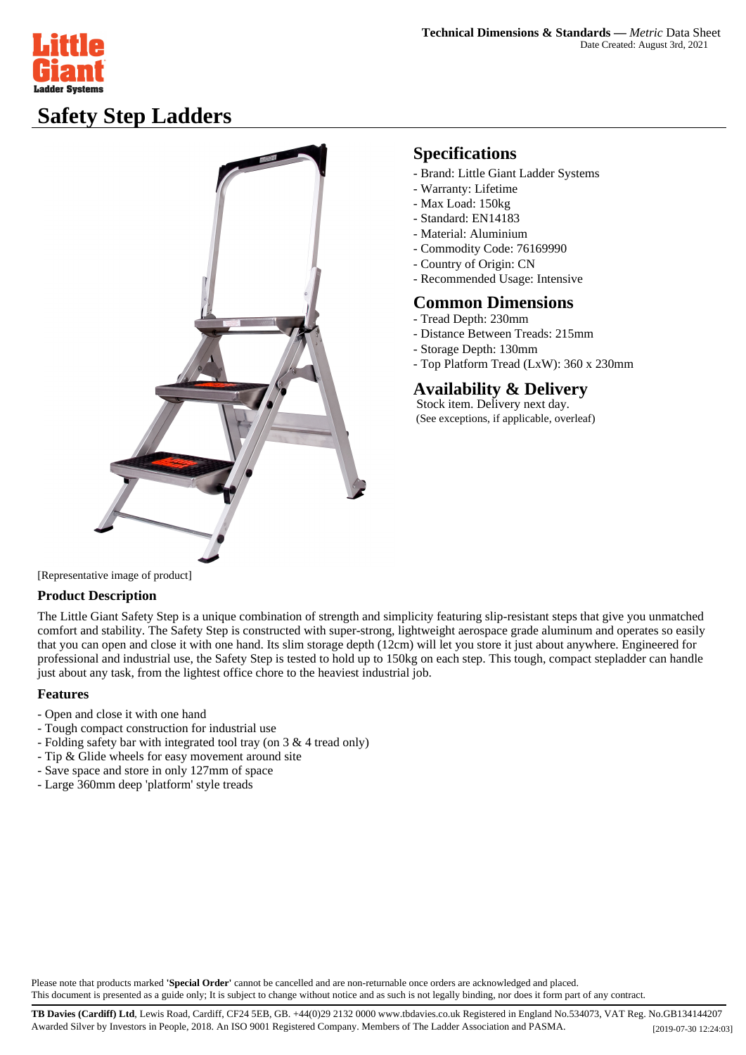**Technical Dimensions & Standards —** *Metric* Data Sheet
Date Created: August 3rd, 2021

# Safety Step Ladders

## Specifications

- Brand: Little Giant Ladder Systems
- Warranty: Lifetime
- Max Load: 150kg
- Standard: EN14183
- Material: Aluminium
- Commodity Code: 76169990
- Country of Origin: CN
- Recommended Usage: Intensive

## Common Dimensions

- Tread Depth: 230mm
- Distance Between Treads: 215mm
- Storage Depth: 130mm
- Top Platform Tread (LxW): 360 x 230mm

## Availability & Delivery

Stock item. Delivery next day.
(See exceptions, if applicable, overleaf)

[Representative image of product]

### Product Description

The Little Giant Safety Step is a unique combination of strength and simplicity featuring slip-resistant steps that give you unmatched comfort and stability. The Safety Step is constructed with super-strong, lightweight aerospace grade aluminum and operates so easily that you can open and close it with one hand. Its slim storage depth (12cm) will let you store it just about anywhere. Engineered for professional and industrial use, the Safety Step is tested to hold up to 150kg on each step. This tough, compact stepladder can handle just about any task, from the lightest office chore to the heaviest industrial job.

### Features

- Open and close it with one hand
- Tough compact construction for industrial use
- Folding safety bar with integrated tool tray (on 3 & 4 tread only)
- Tip & Glide wheels for easy movement around site
- Save space and store in only 127mm of space
- Large 360mm deep 'platform' style treads

Please note that products marked **'Special Order'** cannot be cancelled and are non-returnable once orders are acknowledged and placed.
This document is presented as a guide only; It is subject to change without notice and as such is not legally binding, nor does it form part of any contract.

**TB Davies (Cardiff) Ltd**, Lewis Road, Cardiff, CF24 5EB, GB. +44(0)29 2132 0000 www.tbdavies.co.uk Registered in England No.534073, VAT Reg. No.GB134144207
Awarded Silver by Investors in People, 2018. An ISO 9001 Registered Company. Members of The Ladder Association and PASMA.

[2019-07-30 12:24:03]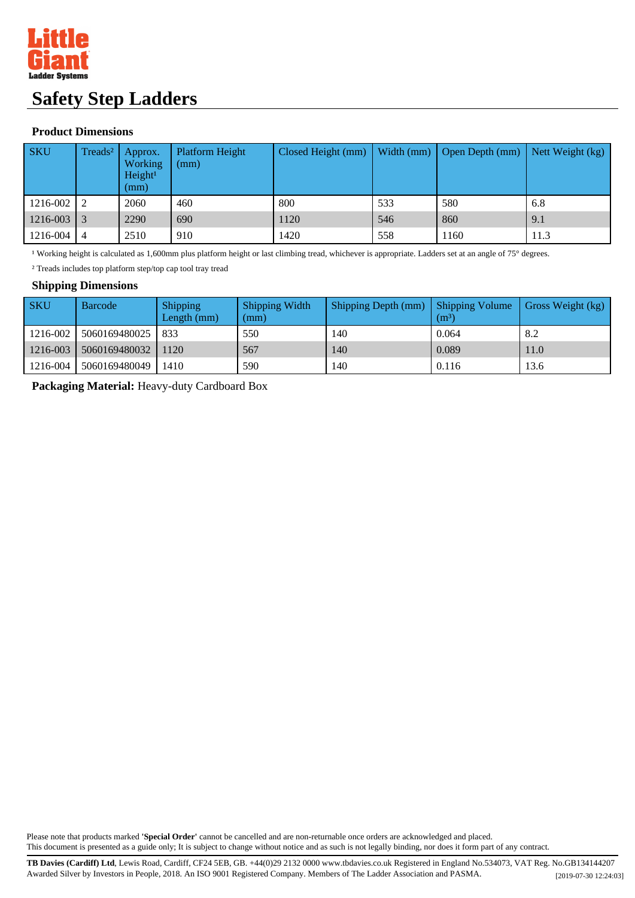Little Giant Ladder Systems

# Safety Step Ladders

### Product Dimensions

| SKU | Treads[2] | Approx. Working Height[1] (mm) | Platform Height (mm) | Closed Height (mm) | Width (mm) | Open Depth (mm) | Nett Weight (kg) |
|---|---|---|---|---|---|---|---|
| 1216-002 | 2 | 2060 | 460 | 800 | 533 | 580 | 6.8 |
| 1216-003 | 3 | 2290 | 690 | 1120 | 546 | 860 | 9.1 |
| 1216-004 | 4 | 2510 | 910 | 1420 | 558 | 1160 | 11.3 |

[1] Working height is calculated as 1,600mm plus platform height or last climbing tread, whichever is appropriate. Ladders set at an angle of 75° degrees.

[2] Treads includes top platform step/top cap tool tray tread

### Shipping Dimensions

| SKU | Barcode | Shipping Length (mm) | Shipping Width (mm) | Shipping Depth (mm) | Shipping Volume ($m^3$) | Gross Weight (kg) |
|---|---|---|---|---|---|---|
| 1216-002 | 5060169480025 | 833 | 550 | 140 | 0.064 | 8.2 |
| 1216-003 | 5060169480032 | 1120 | 567 | 140 | 0.089 | 11.0 |
| 1216-004 | 5060169480049 | 1410 | 590 | 140 | 0.116 | 13.6 |

**Packaging Material:** Heavy-duty Cardboard Box

Please note that products marked **'Special Order'** cannot be cancelled and are non-returnable once orders are acknowledged and placed.
This document is presented as a guide only; It is subject to change without notice and as such is not legally binding, nor does it form part of any contract.

**TB Davies (Cardiff) Ltd**, Lewis Road, Cardiff, CF24 5EB, GB. +44(0)29 2132 0000 www.tbdavies.co.uk Registered in England No.534073, VAT Reg. No.GB134144207
Awarded Silver by Investors in People, 2018. An ISO 9001 Registered Company. Members of The Ladder Association and PASMA. [2019-07-30 12:24:03]